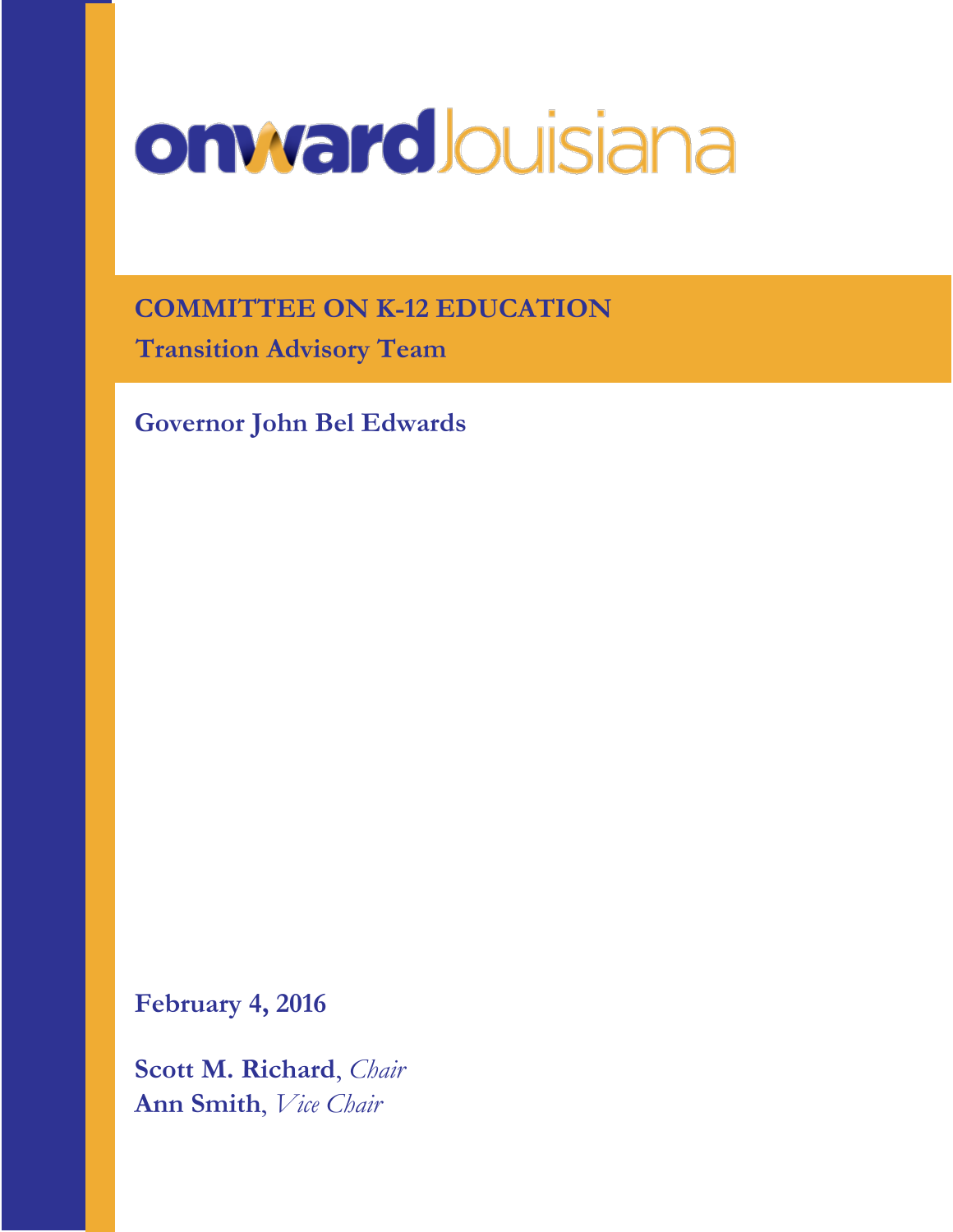# onward Louisiana

## COMMITTEE ON K-12 EDUCATION

### Transition Advisory Team

**Governor John Bel Edwards**

**February 4, 2016**

**Scott M. Richard**, *Chair*
**Ann Smith**, *Vice Chair*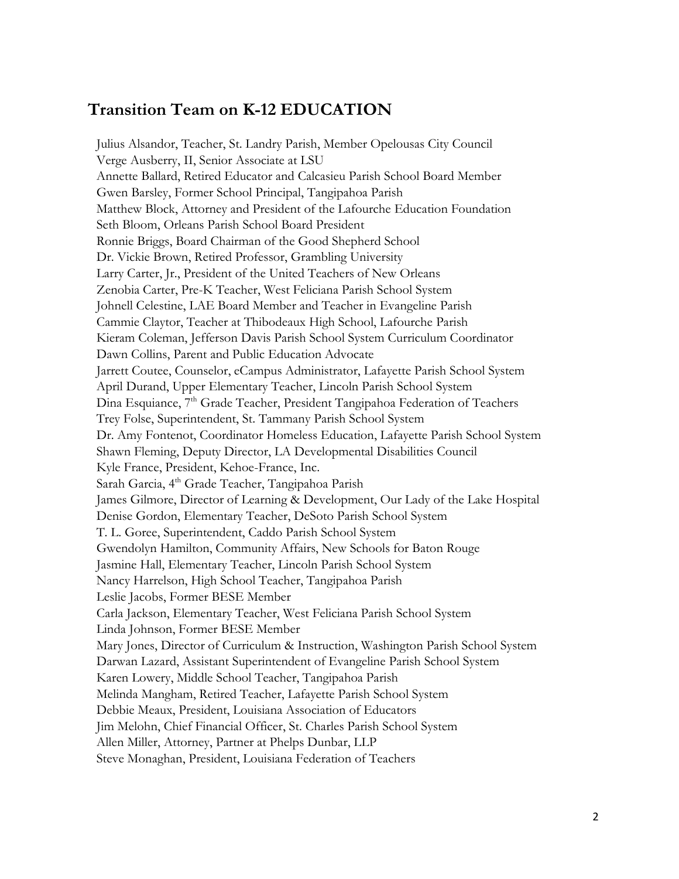## Transition Team on K-12 EDUCATION

Julius Alsandor, Teacher, St. Landry Parish, Member Opelousas City Council
Verge Ausberry, II, Senior Associate at LSU
Annette Ballard, Retired Educator and Calcasieu Parish School Board Member
Gwen Barsley, Former School Principal, Tangipahoa Parish
Matthew Block, Attorney and President of the Lafourche Education Foundation
Seth Bloom, Orleans Parish School Board President
Ronnie Briggs, Board Chairman of the Good Shepherd School
Dr. Vickie Brown, Retired Professor, Grambling University
Larry Carter, Jr., President of the United Teachers of New Orleans
Zenobia Carter, Pre-K Teacher, West Feliciana Parish School System
Johnell Celestine, LAE Board Member and Teacher in Evangeline Parish
Cammie Claytor, Teacher at Thibodeaux High School, Lafourche Parish
Kieram Coleman, Jefferson Davis Parish School System Curriculum Coordinator
Dawn Collins, Parent and Public Education Advocate
Jarrett Coutee, Counselor, eCampus Administrator, Lafayette Parish School System
April Durand, Upper Elementary Teacher, Lincoln Parish School System
Dina Esquiance, 7th Grade Teacher, President Tangipahoa Federation of Teachers
Trey Folse, Superintendent, St. Tammany Parish School System
Dr. Amy Fontenot, Coordinator Homeless Education, Lafayette Parish School System
Shawn Fleming, Deputy Director, LA Developmental Disabilities Council
Kyle France, President, Kehoe-France, Inc.
Sarah Garcia, 4th Grade Teacher, Tangipahoa Parish
James Gilmore, Director of Learning & Development, Our Lady of the Lake Hospital
Denise Gordon, Elementary Teacher, DeSoto Parish School System
T. L. Goree, Superintendent, Caddo Parish School System
Gwendolyn Hamilton, Community Affairs, New Schools for Baton Rouge
Jasmine Hall, Elementary Teacher, Lincoln Parish School System
Nancy Harrelson, High School Teacher, Tangipahoa Parish
Leslie Jacobs, Former BESE Member
Carla Jackson, Elementary Teacher, West Feliciana Parish School System
Linda Johnson, Former BESE Member
Mary Jones, Director of Curriculum & Instruction, Washington Parish School System
Darwan Lazard, Assistant Superintendent of Evangeline Parish School System
Karen Lowery, Middle School Teacher, Tangipahoa Parish
Melinda Mangham, Retired Teacher, Lafayette Parish School System
Debbie Meaux, President, Louisiana Association of Educators
Jim Melohn, Chief Financial Officer, St. Charles Parish School System
Allen Miller, Attorney, Partner at Phelps Dunbar, LLP
Steve Monaghan, President, Louisiana Federation of Teachers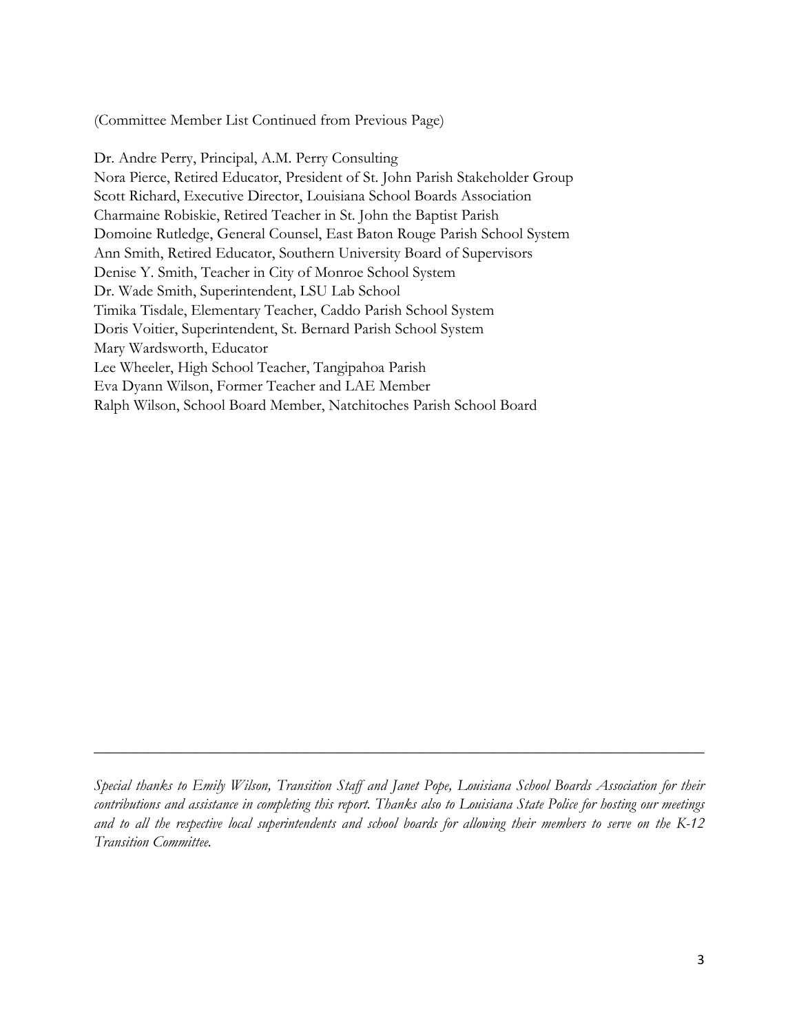(Committee Member List Continued from Previous Page)

Dr. Andre Perry, Principal, A.M. Perry Consulting
Nora Pierce, Retired Educator, President of St. John Parish Stakeholder Group
Scott Richard, Executive Director, Louisiana School Boards Association
Charmaine Robiskie, Retired Teacher in St. John the Baptist Parish
Domoine Rutledge, General Counsel, East Baton Rouge Parish School System
Ann Smith, Retired Educator, Southern University Board of Supervisors
Denise Y. Smith, Teacher in City of Monroe School System
Dr. Wade Smith, Superintendent, LSU Lab School
Timika Tisdale, Elementary Teacher, Caddo Parish School System
Doris Voitier, Superintendent, St. Bernard Parish School System
Mary Wardsworth, Educator
Lee Wheeler, High School Teacher, Tangipahoa Parish
Eva Dyann Wilson, Former Teacher and LAE Member
Ralph Wilson, School Board Member, Natchitoches Parish School Board

---

*Special thanks to Emily Wilson, Transition Staff and Janet Pope, Louisiana School Boards Association for their contributions and assistance in completing this report. Thanks also to Louisiana State Police for hosting our meetings and to all the respective local superintendents and school boards for allowing their members to serve on the K-12 Transition Committee.*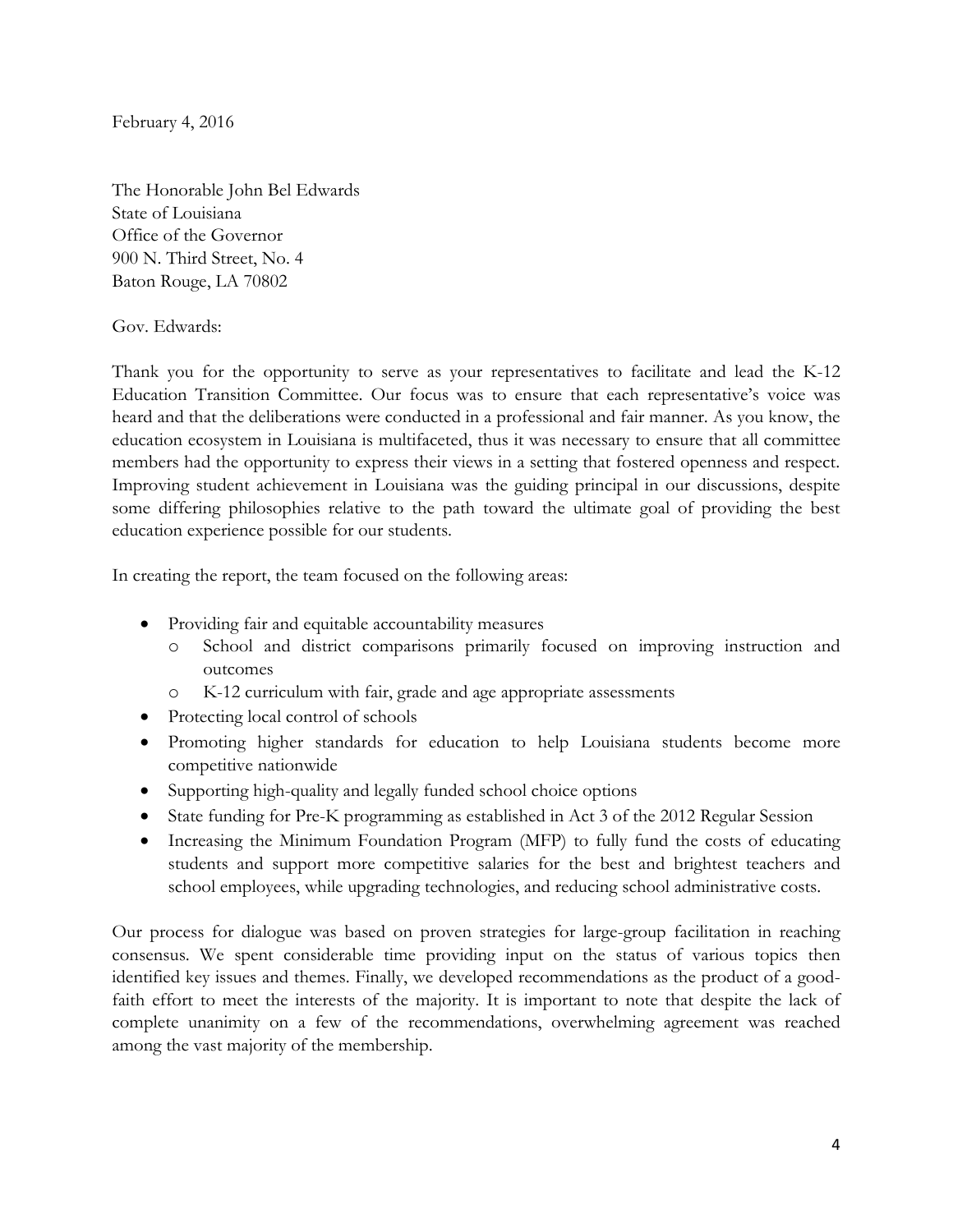February 4, 2016

The Honorable John Bel Edwards
State of Louisiana
Office of the Governor
900 N. Third Street, No. 4
Baton Rouge, LA 70802

Gov. Edwards:

Thank you for the opportunity to serve as your representatives to facilitate and lead the K-12 Education Transition Committee. Our focus was to ensure that each representative's voice was heard and that the deliberations were conducted in a professional and fair manner. As you know, the education ecosystem in Louisiana is multifaceted, thus it was necessary to ensure that all committee members had the opportunity to express their views in a setting that fostered openness and respect. Improving student achievement in Louisiana was the guiding principal in our discussions, despite some differing philosophies relative to the path toward the ultimate goal of providing the best education experience possible for our students.

In creating the report, the team focused on the following areas:

- Providing fair and equitable accountability measures
  - School and district comparisons primarily focused on improving instruction and outcomes
  - K-12 curriculum with fair, grade and age appropriate assessments
- Protecting local control of schools
- Promoting higher standards for education to help Louisiana students become more competitive nationwide
- Supporting high-quality and legally funded school choice options
- State funding for Pre-K programming as established in Act 3 of the 2012 Regular Session
- Increasing the Minimum Foundation Program (MFP) to fully fund the costs of educating students and support more competitive salaries for the best and brightest teachers and school employees, while upgrading technologies, and reducing school administrative costs.

Our process for dialogue was based on proven strategies for large-group facilitation in reaching consensus. We spent considerable time providing input on the status of various topics then identified key issues and themes. Finally, we developed recommendations as the product of a good-faith effort to meet the interests of the majority. It is important to note that despite the lack of complete unanimity on a few of the recommendations, overwhelming agreement was reached among the vast majority of the membership.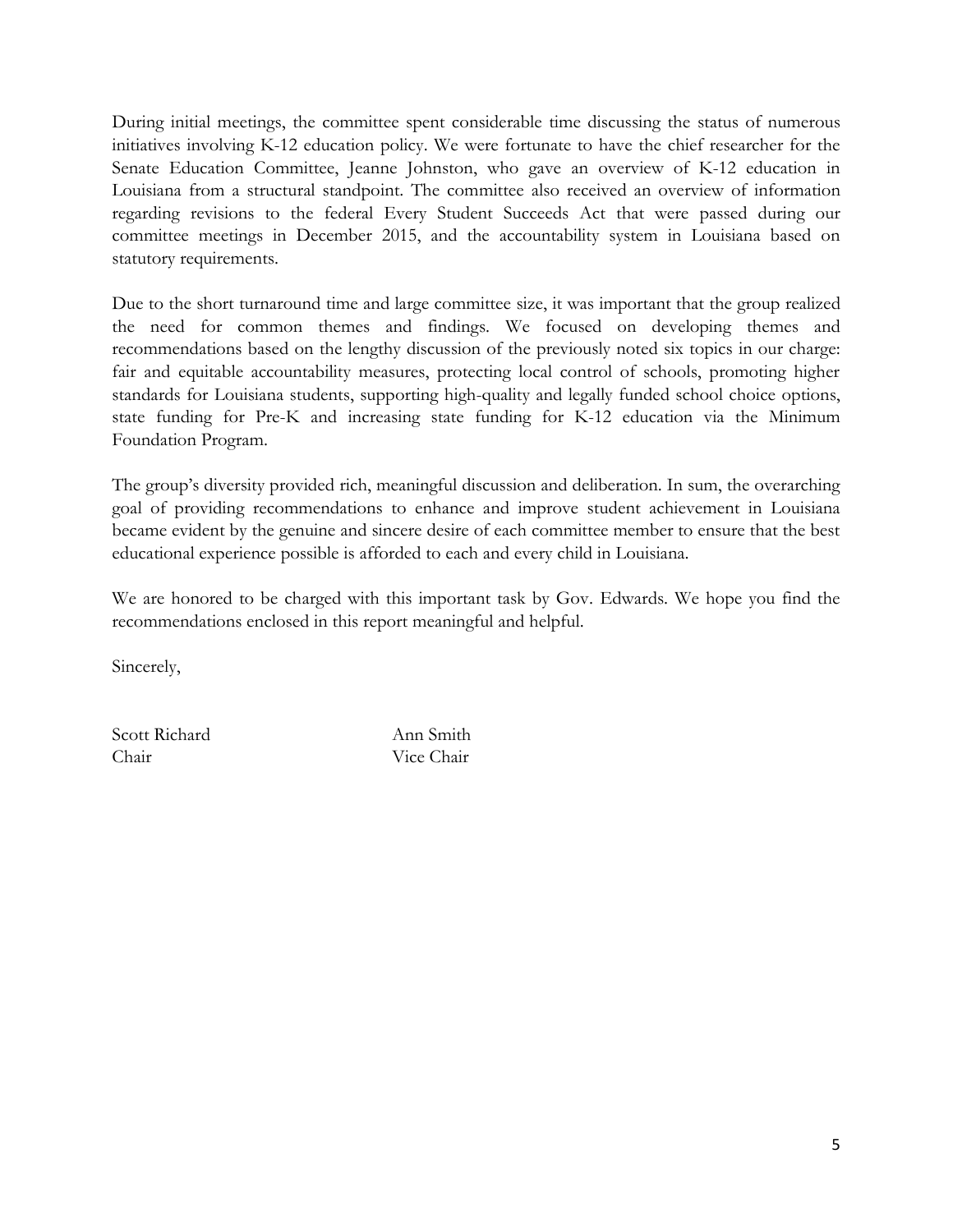During initial meetings, the committee spent considerable time discussing the status of numerous initiatives involving K-12 education policy. We were fortunate to have the chief researcher for the Senate Education Committee, Jeanne Johnston, who gave an overview of K-12 education in Louisiana from a structural standpoint. The committee also received an overview of information regarding revisions to the federal Every Student Succeeds Act that were passed during our committee meetings in December 2015, and the accountability system in Louisiana based on statutory requirements.

Due to the short turnaround time and large committee size, it was important that the group realized the need for common themes and findings. We focused on developing themes and recommendations based on the lengthy discussion of the previously noted six topics in our charge: fair and equitable accountability measures, protecting local control of schools, promoting higher standards for Louisiana students, supporting high-quality and legally funded school choice options, state funding for Pre-K and increasing state funding for K-12 education via the Minimum Foundation Program.

The group's diversity provided rich, meaningful discussion and deliberation. In sum, the overarching goal of providing recommendations to enhance and improve student achievement in Louisiana became evident by the genuine and sincere desire of each committee member to ensure that the best educational experience possible is afforded to each and every child in Louisiana.

We are honored to be charged with this important task by Gov. Edwards. We hope you find the recommendations enclosed in this report meaningful and helpful.

Sincerely,

Scott Richard
Chair

Ann Smith
Vice Chair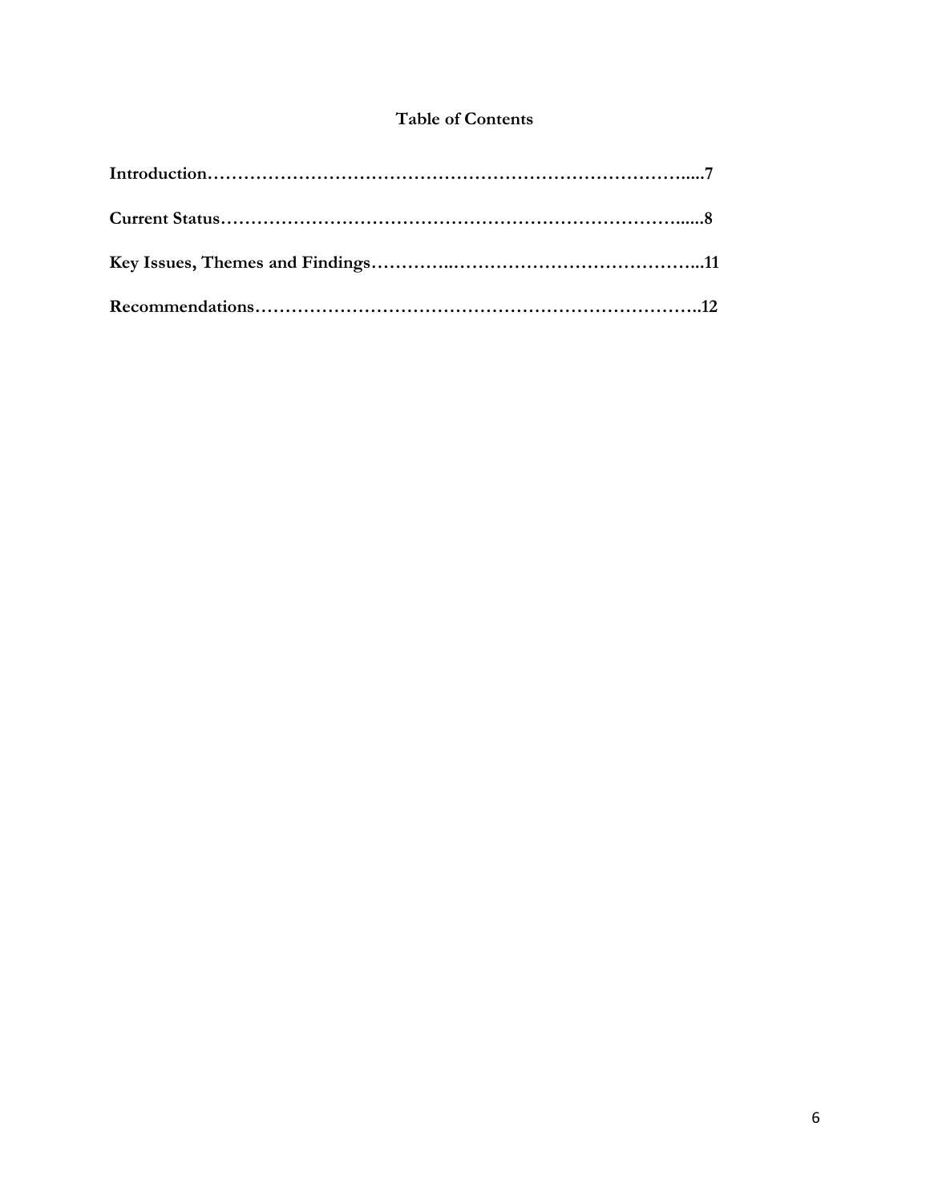# Table of Contents

**Introduction………………………………………………………………………......7**

**Current Status…………………………………………………………………......8**

**Key Issues, Themes and Findings…………..…………………………………...11**

**Recommendations……………………………………………………………..12**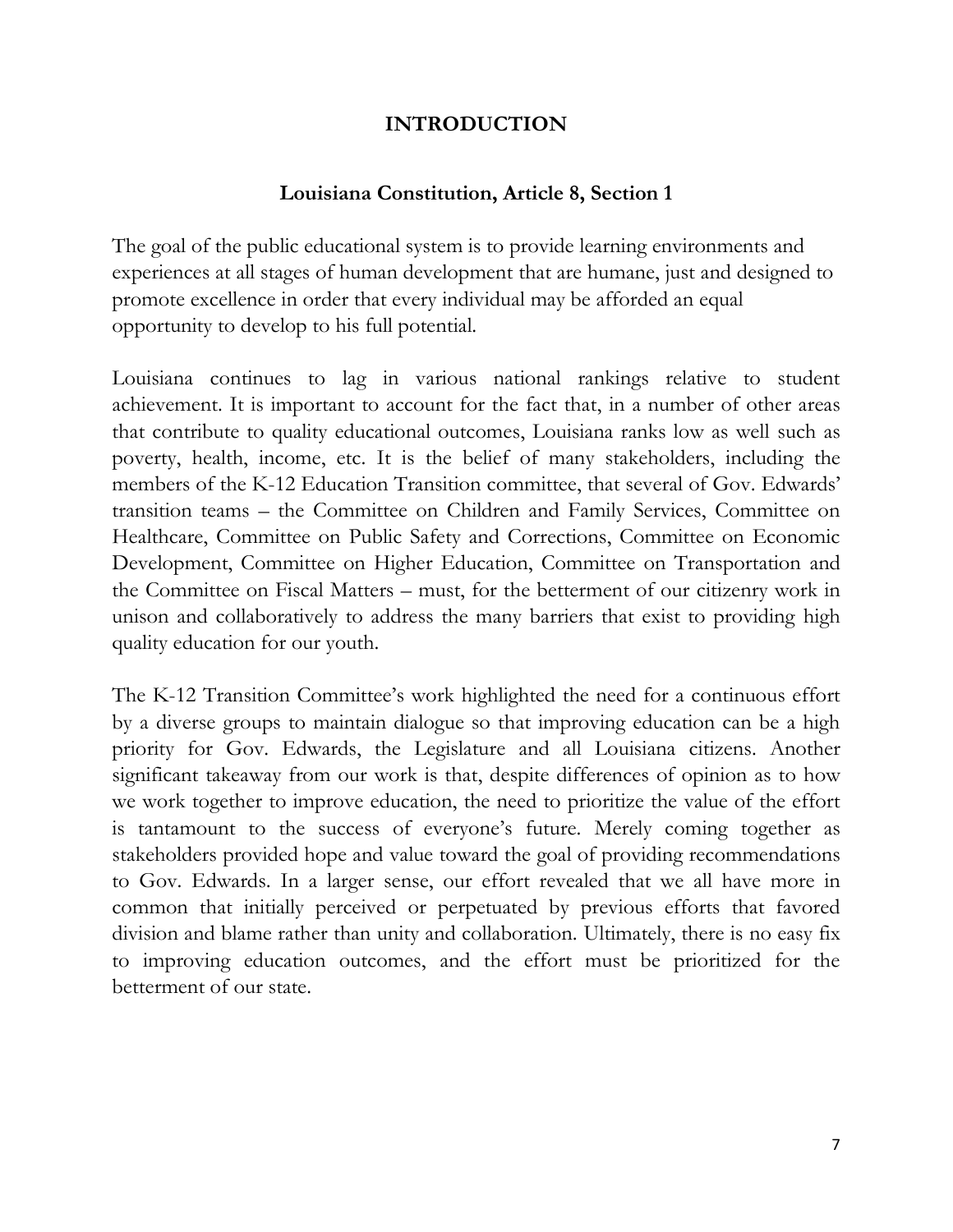# INTRODUCTION

## Louisiana Constitution, Article 8, Section 1

The goal of the public educational system is to provide learning environments and experiences at all stages of human development that are humane, just and designed to promote excellence in order that every individual may be afforded an equal opportunity to develop to his full potential.

Louisiana continues to lag in various national rankings relative to student achievement. It is important to account for the fact that, in a number of other areas that contribute to quality educational outcomes, Louisiana ranks low as well such as poverty, health, income, etc. It is the belief of many stakeholders, including the members of the K-12 Education Transition committee, that several of Gov. Edwards' transition teams – the Committee on Children and Family Services, Committee on Healthcare, Committee on Public Safety and Corrections, Committee on Economic Development, Committee on Higher Education, Committee on Transportation and the Committee on Fiscal Matters – must, for the betterment of our citizenry work in unison and collaboratively to address the many barriers that exist to providing high quality education for our youth.

The K-12 Transition Committee's work highlighted the need for a continuous effort by a diverse groups to maintain dialogue so that improving education can be a high priority for Gov. Edwards, the Legislature and all Louisiana citizens. Another significant takeaway from our work is that, despite differences of opinion as to how we work together to improve education, the need to prioritize the value of the effort is tantamount to the success of everyone's future. Merely coming together as stakeholders provided hope and value toward the goal of providing recommendations to Gov. Edwards. In a larger sense, our effort revealed that we all have more in common that initially perceived or perpetuated by previous efforts that favored division and blame rather than unity and collaboration. Ultimately, there is no easy fix to improving education outcomes, and the effort must be prioritized for the betterment of our state.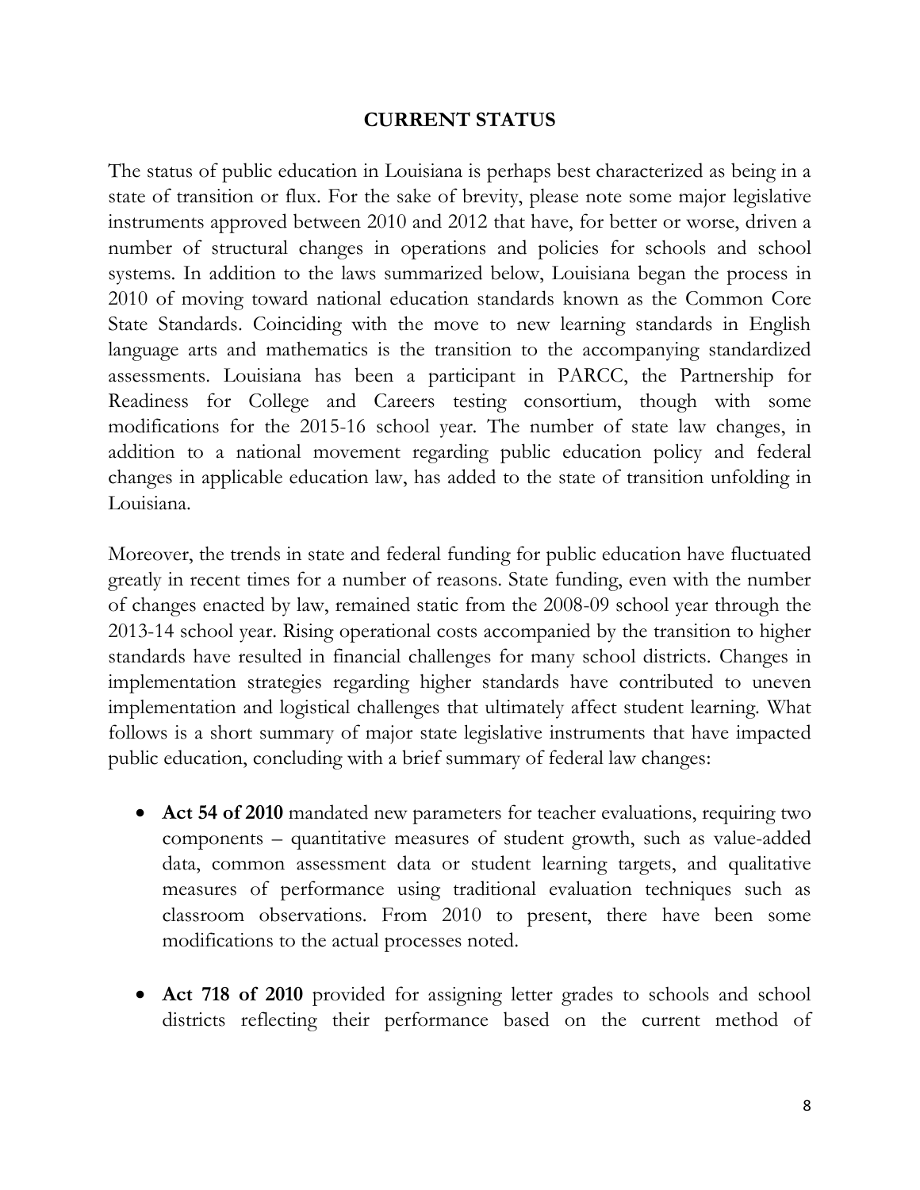## CURRENT STATUS

The status of public education in Louisiana is perhaps best characterized as being in a state of transition or flux. For the sake of brevity, please note some major legislative instruments approved between 2010 and 2012 that have, for better or worse, driven a number of structural changes in operations and policies for schools and school systems. In addition to the laws summarized below, Louisiana began the process in 2010 of moving toward national education standards known as the Common Core State Standards. Coinciding with the move to new learning standards in English language arts and mathematics is the transition to the accompanying standardized assessments. Louisiana has been a participant in PARCC, the Partnership for Readiness for College and Careers testing consortium, though with some modifications for the 2015-16 school year. The number of state law changes, in addition to a national movement regarding public education policy and federal changes in applicable education law, has added to the state of transition unfolding in Louisiana.

Moreover, the trends in state and federal funding for public education have fluctuated greatly in recent times for a number of reasons. State funding, even with the number of changes enacted by law, remained static from the 2008-09 school year through the 2013-14 school year. Rising operational costs accompanied by the transition to higher standards have resulted in financial challenges for many school districts. Changes in implementation strategies regarding higher standards have contributed to uneven implementation and logistical challenges that ultimately affect student learning. What follows is a short summary of major state legislative instruments that have impacted public education, concluding with a brief summary of federal law changes:

- **Act 54 of 2010** mandated new parameters for teacher evaluations, requiring two components – quantitative measures of student growth, such as value-added data, common assessment data or student learning targets, and qualitative measures of performance using traditional evaluation techniques such as classroom observations. From 2010 to present, there have been some modifications to the actual processes noted.

- **Act 718 of 2010** provided for assigning letter grades to schools and school districts reflecting their performance based on the current method of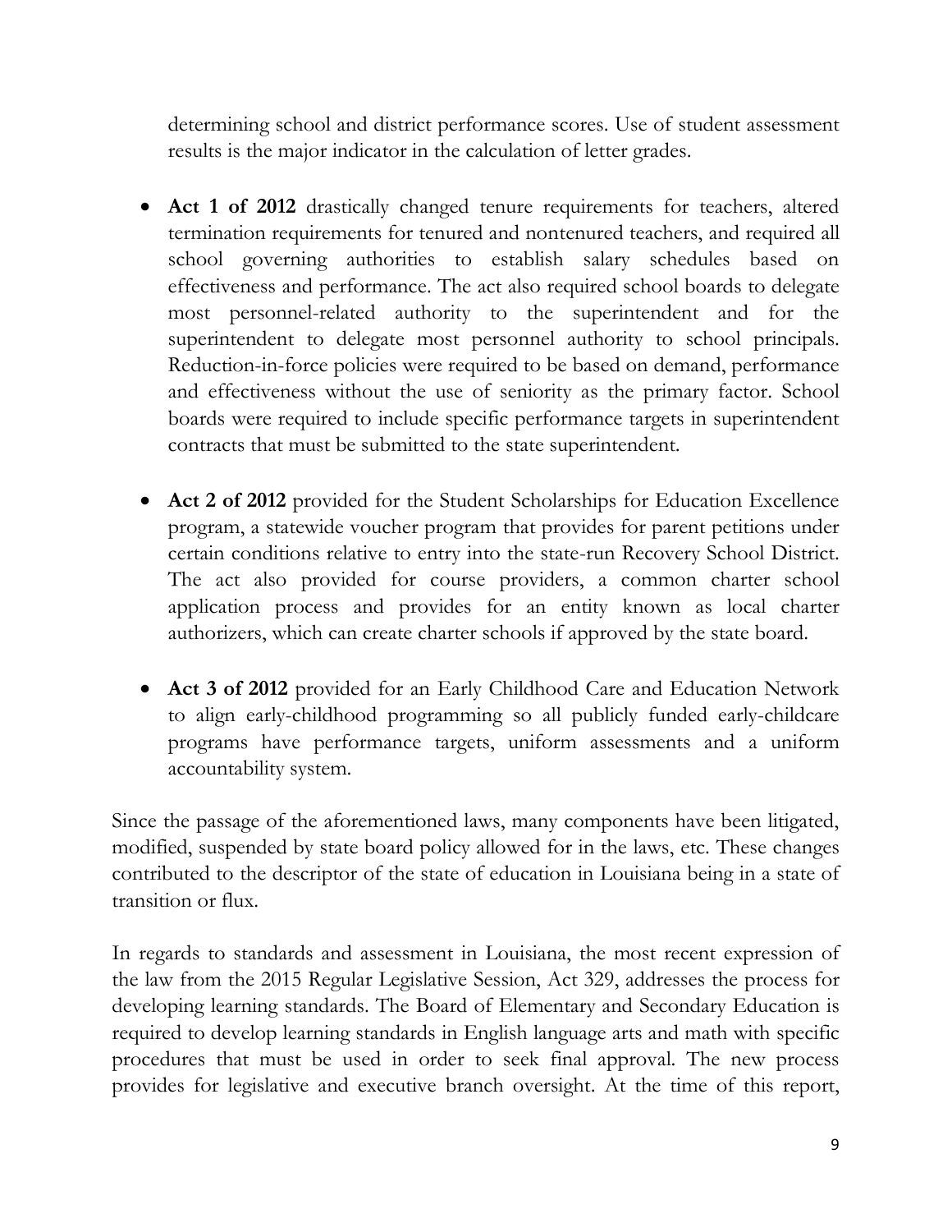determining school and district performance scores. Use of student assessment results is the major indicator in the calculation of letter grades.

- **Act 1 of 2012** drastically changed tenure requirements for teachers, altered termination requirements for tenured and nontenured teachers, and required all school governing authorities to establish salary schedules based on effectiveness and performance. The act also required school boards to delegate most personnel-related authority to the superintendent and for the superintendent to delegate most personnel authority to school principals. Reduction-in-force policies were required to be based on demand, performance and effectiveness without the use of seniority as the primary factor. School boards were required to include specific performance targets in superintendent contracts that must be submitted to the state superintendent.

- **Act 2 of 2012** provided for the Student Scholarships for Education Excellence program, a statewide voucher program that provides for parent petitions under certain conditions relative to entry into the state-run Recovery School District. The act also provided for course providers, a common charter school application process and provides for an entity known as local charter authorizers, which can create charter schools if approved by the state board.

- **Act 3 of 2012** provided for an Early Childhood Care and Education Network to align early-childhood programming so all publicly funded early-childcare programs have performance targets, uniform assessments and a uniform accountability system.

Since the passage of the aforementioned laws, many components have been litigated, modified, suspended by state board policy allowed for in the laws, etc. These changes contributed to the descriptor of the state of education in Louisiana being in a state of transition or flux.

In regards to standards and assessment in Louisiana, the most recent expression of the law from the 2015 Regular Legislative Session, Act 329, addresses the process for developing learning standards. The Board of Elementary and Secondary Education is required to develop learning standards in English language arts and math with specific procedures that must be used in order to seek final approval. The new process provides for legislative and executive branch oversight. At the time of this report,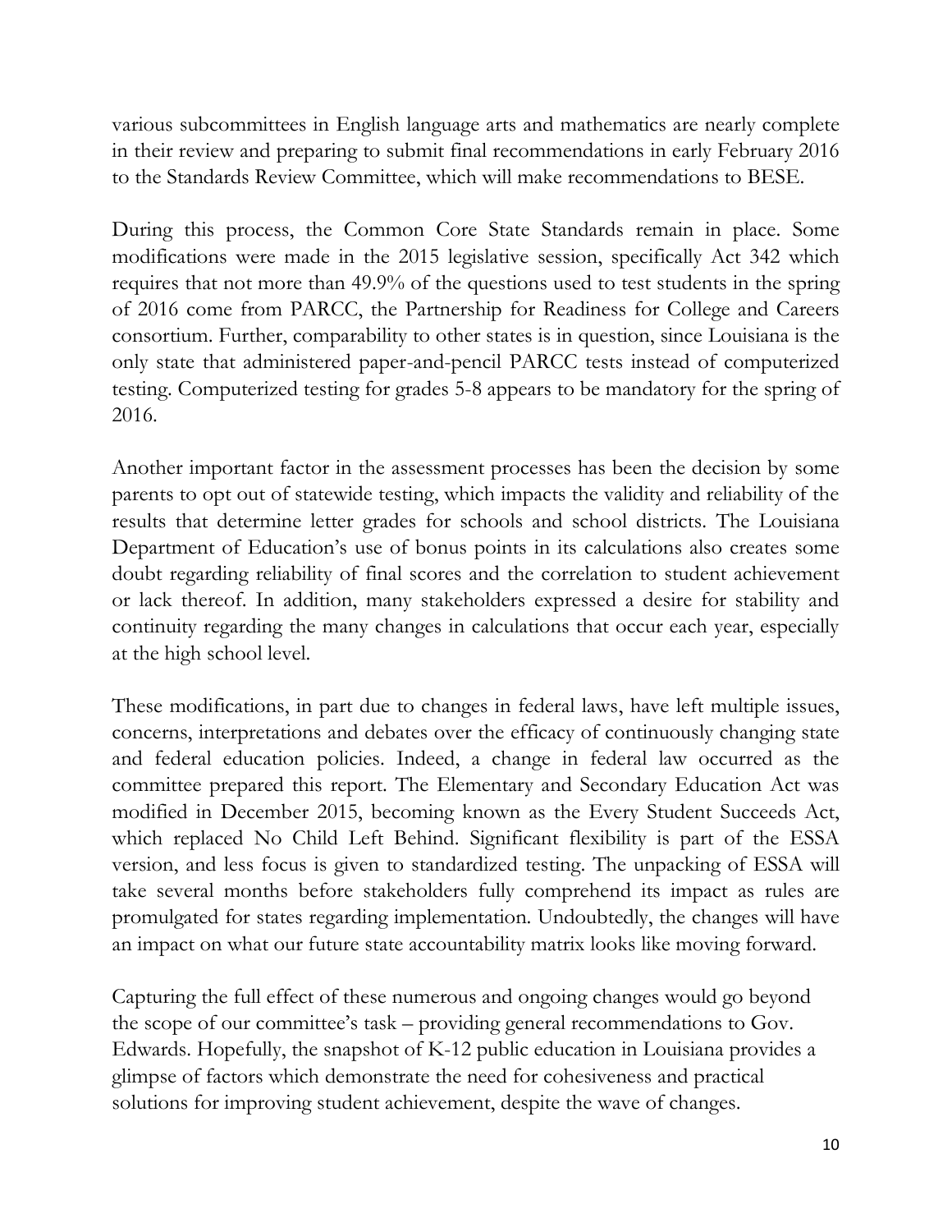various subcommittees in English language arts and mathematics are nearly complete in their review and preparing to submit final recommendations in early February 2016 to the Standards Review Committee, which will make recommendations to BESE.

During this process, the Common Core State Standards remain in place. Some modifications were made in the 2015 legislative session, specifically Act 342 which requires that not more than 49.9% of the questions used to test students in the spring of 2016 come from PARCC, the Partnership for Readiness for College and Careers consortium. Further, comparability to other states is in question, since Louisiana is the only state that administered paper-and-pencil PARCC tests instead of computerized testing. Computerized testing for grades 5-8 appears to be mandatory for the spring of 2016.

Another important factor in the assessment processes has been the decision by some parents to opt out of statewide testing, which impacts the validity and reliability of the results that determine letter grades for schools and school districts. The Louisiana Department of Education's use of bonus points in its calculations also creates some doubt regarding reliability of final scores and the correlation to student achievement or lack thereof. In addition, many stakeholders expressed a desire for stability and continuity regarding the many changes in calculations that occur each year, especially at the high school level.

These modifications, in part due to changes in federal laws, have left multiple issues, concerns, interpretations and debates over the efficacy of continuously changing state and federal education policies. Indeed, a change in federal law occurred as the committee prepared this report. The Elementary and Secondary Education Act was modified in December 2015, becoming known as the Every Student Succeeds Act, which replaced No Child Left Behind. Significant flexibility is part of the ESSA version, and less focus is given to standardized testing. The unpacking of ESSA will take several months before stakeholders fully comprehend its impact as rules are promulgated for states regarding implementation. Undoubtedly, the changes will have an impact on what our future state accountability matrix looks like moving forward.

Capturing the full effect of these numerous and ongoing changes would go beyond the scope of our committee's task – providing general recommendations to Gov. Edwards. Hopefully, the snapshot of K-12 public education in Louisiana provides a glimpse of factors which demonstrate the need for cohesiveness and practical solutions for improving student achievement, despite the wave of changes.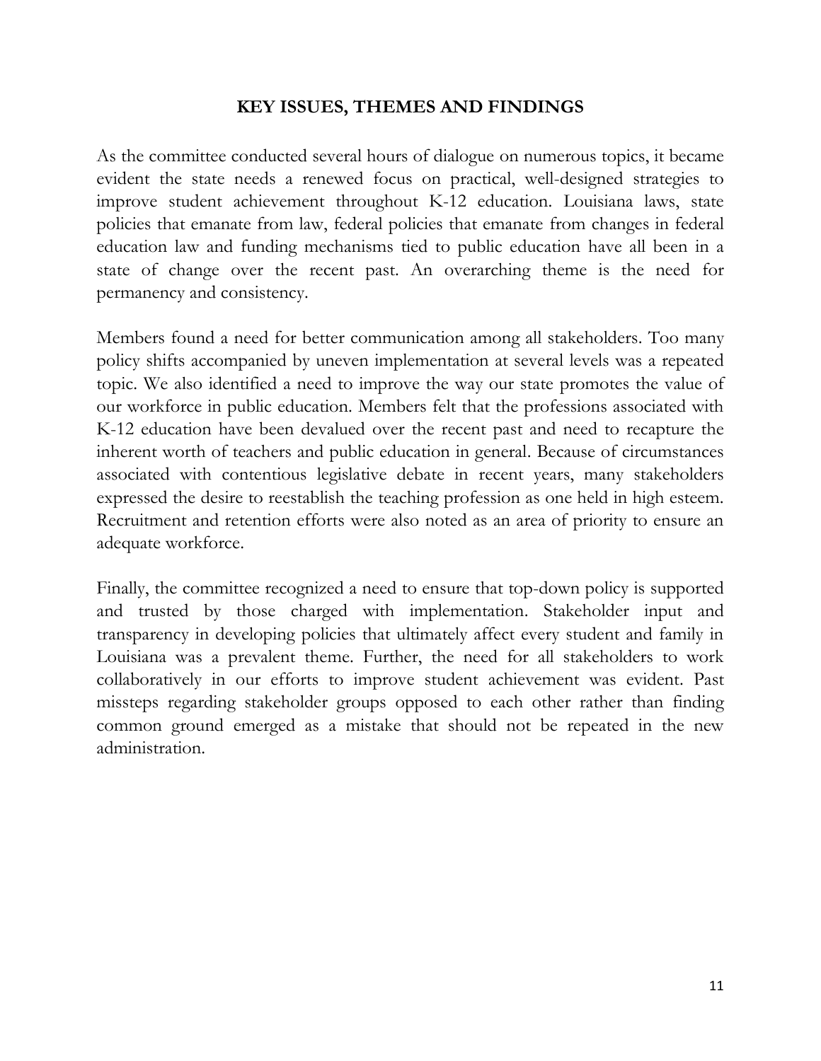## KEY ISSUES, THEMES AND FINDINGS

As the committee conducted several hours of dialogue on numerous topics, it became evident the state needs a renewed focus on practical, well-designed strategies to improve student achievement throughout K-12 education. Louisiana laws, state policies that emanate from law, federal policies that emanate from changes in federal education law and funding mechanisms tied to public education have all been in a state of change over the recent past. An overarching theme is the need for permanency and consistency.

Members found a need for better communication among all stakeholders. Too many policy shifts accompanied by uneven implementation at several levels was a repeated topic. We also identified a need to improve the way our state promotes the value of our workforce in public education. Members felt that the professions associated with K-12 education have been devalued over the recent past and need to recapture the inherent worth of teachers and public education in general. Because of circumstances associated with contentious legislative debate in recent years, many stakeholders expressed the desire to reestablish the teaching profession as one held in high esteem. Recruitment and retention efforts were also noted as an area of priority to ensure an adequate workforce.

Finally, the committee recognized a need to ensure that top-down policy is supported and trusted by those charged with implementation. Stakeholder input and transparency in developing policies that ultimately affect every student and family in Louisiana was a prevalent theme. Further, the need for all stakeholders to work collaboratively in our efforts to improve student achievement was evident. Past missteps regarding stakeholder groups opposed to each other rather than finding common ground emerged as a mistake that should not be repeated in the new administration.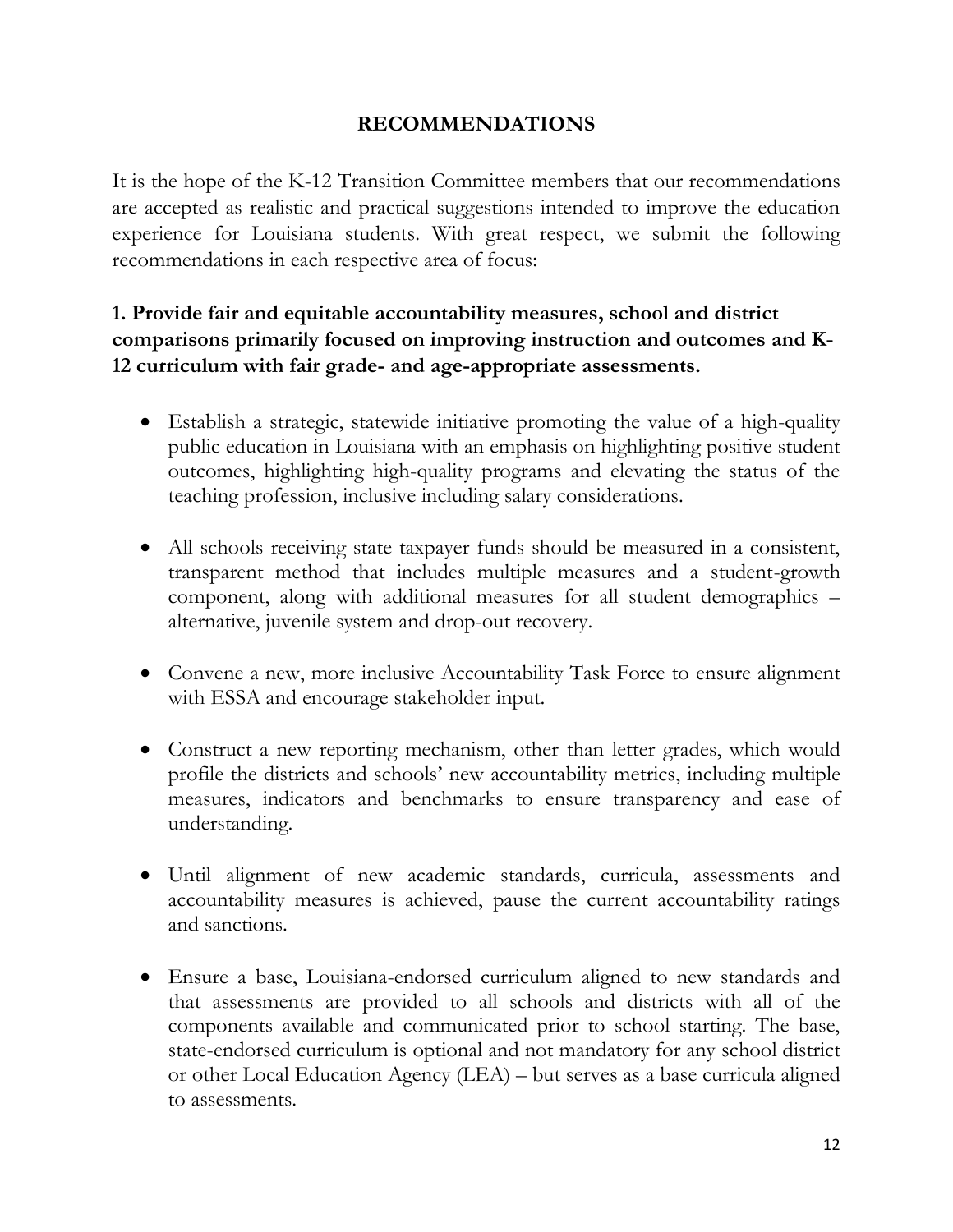# RECOMMENDATIONS

It is the hope of the K-12 Transition Committee members that our recommendations are accepted as realistic and practical suggestions intended to improve the education experience for Louisiana students. With great respect, we submit the following recommendations in each respective area of focus:

## 1. Provide fair and equitable accountability measures, school and district comparisons primarily focused on improving instruction and outcomes and K-12 curriculum with fair grade- and age-appropriate assessments.

- Establish a strategic, statewide initiative promoting the value of a high-quality public education in Louisiana with an emphasis on highlighting positive student outcomes, highlighting high-quality programs and elevating the status of the teaching profession, inclusive including salary considerations.

- All schools receiving state taxpayer funds should be measured in a consistent, transparent method that includes multiple measures and a student-growth component, along with additional measures for all student demographics – alternative, juvenile system and drop-out recovery.

- Convene a new, more inclusive Accountability Task Force to ensure alignment with ESSA and encourage stakeholder input.

- Construct a new reporting mechanism, other than letter grades, which would profile the districts and schools' new accountability metrics, including multiple measures, indicators and benchmarks to ensure transparency and ease of understanding.

- Until alignment of new academic standards, curricula, assessments and accountability measures is achieved, pause the current accountability ratings and sanctions.

- Ensure a base, Louisiana-endorsed curriculum aligned to new standards and that assessments are provided to all schools and districts with all of the components available and communicated prior to school starting. The base, state-endorsed curriculum is optional and not mandatory for any school district or other Local Education Agency (LEA) – but serves as a base curricula aligned to assessments.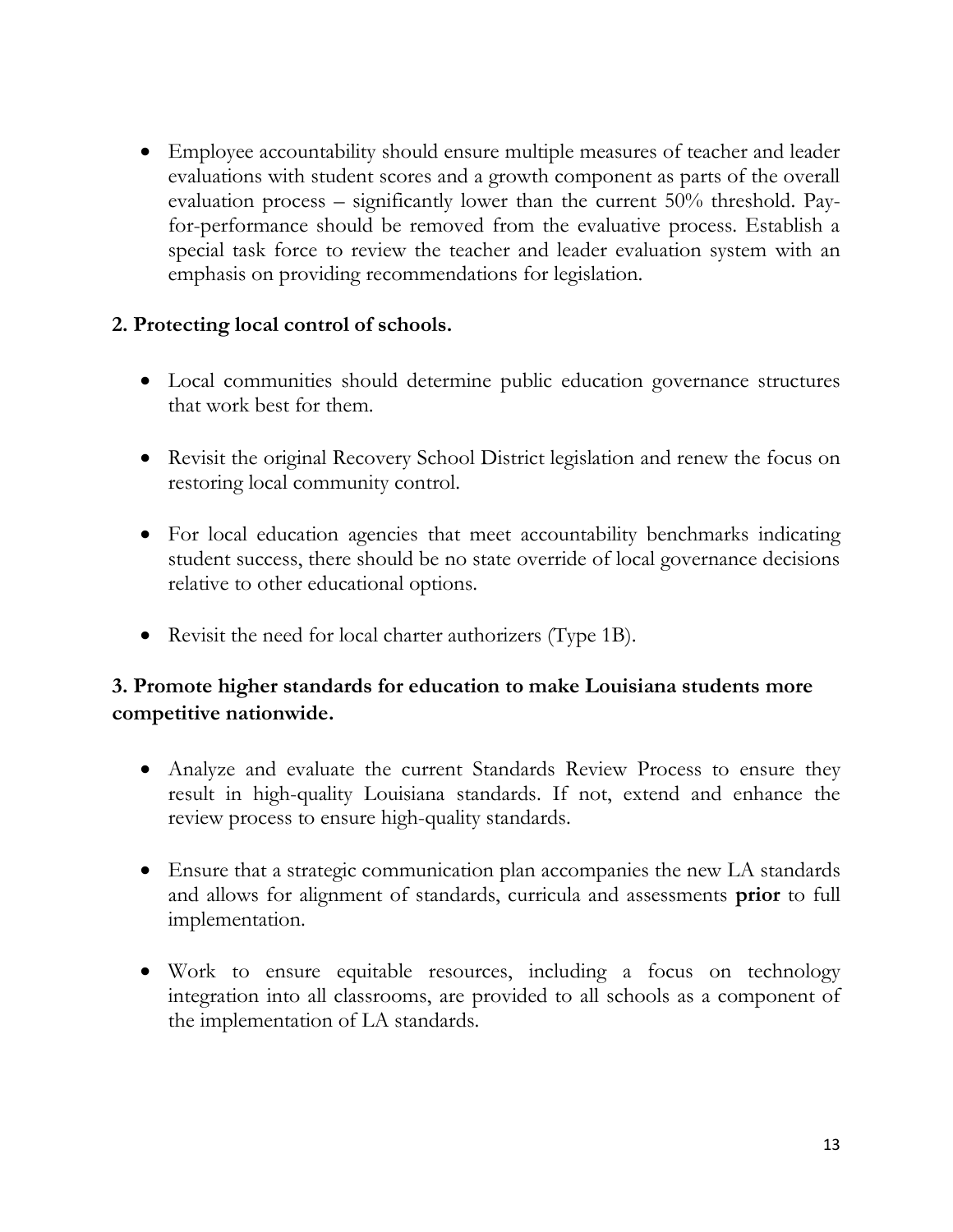- Employee accountability should ensure multiple measures of teacher and leader evaluations with student scores and a growth component as parts of the overall evaluation process – significantly lower than the current 50% threshold. Pay-for-performance should be removed from the evaluative process. Establish a special task force to review the teacher and leader evaluation system with an emphasis on providing recommendations for legislation.

### 2. Protecting local control of schools.

- Local communities should determine public education governance structures that work best for them.

- Revisit the original Recovery School District legislation and renew the focus on restoring local community control.

- For local education agencies that meet accountability benchmarks indicating student success, there should be no state override of local governance decisions relative to other educational options.

- Revisit the need for local charter authorizers (Type 1B).

### 3. Promote higher standards for education to make Louisiana students more competitive nationwide.

- Analyze and evaluate the current Standards Review Process to ensure they result in high-quality Louisiana standards. If not, extend and enhance the review process to ensure high-quality standards.

- Ensure that a strategic communication plan accompanies the new LA standards and allows for alignment of standards, curricula and assessments **prior** to full implementation.

- Work to ensure equitable resources, including a focus on technology integration into all classrooms, are provided to all schools as a component of the implementation of LA standards.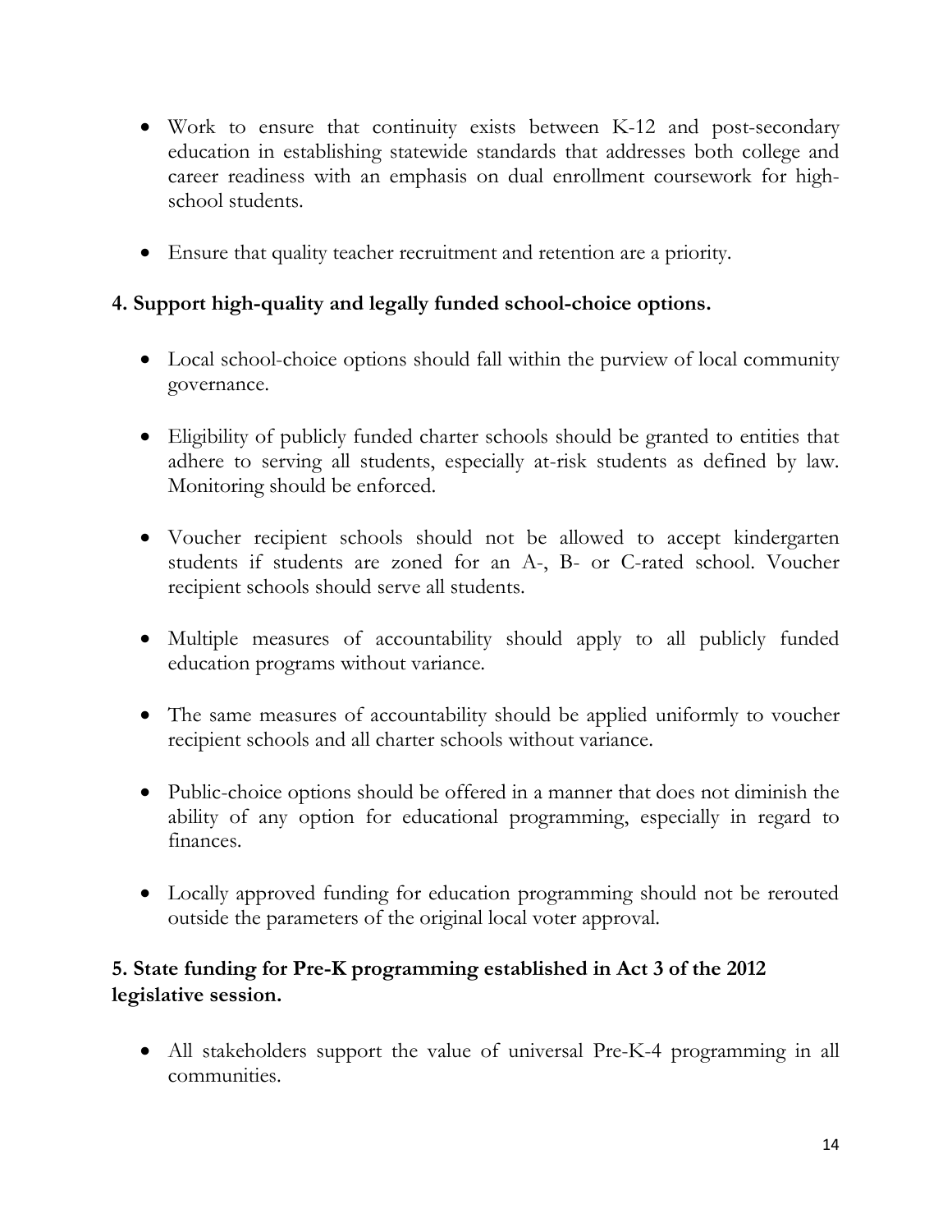- Work to ensure that continuity exists between K-12 and post-secondary education in establishing statewide standards that addresses both college and career readiness with an emphasis on dual enrollment coursework for high-school students.

- Ensure that quality teacher recruitment and retention are a priority.

**4. Support high-quality and legally funded school-choice options.**

- Local school-choice options should fall within the purview of local community governance.

- Eligibility of publicly funded charter schools should be granted to entities that adhere to serving all students, especially at-risk students as defined by law. Monitoring should be enforced.

- Voucher recipient schools should not be allowed to accept kindergarten students if students are zoned for an A-, B- or C-rated school. Voucher recipient schools should serve all students.

- Multiple measures of accountability should apply to all publicly funded education programs without variance.

- The same measures of accountability should be applied uniformly to voucher recipient schools and all charter schools without variance.

- Public-choice options should be offered in a manner that does not diminish the ability of any option for educational programming, especially in regard to finances.

- Locally approved funding for education programming should not be rerouted outside the parameters of the original local voter approval.

**5. State funding for Pre-K programming established in Act 3 of the 2012 legislative session.**

- All stakeholders support the value of universal Pre-K-4 programming in all communities.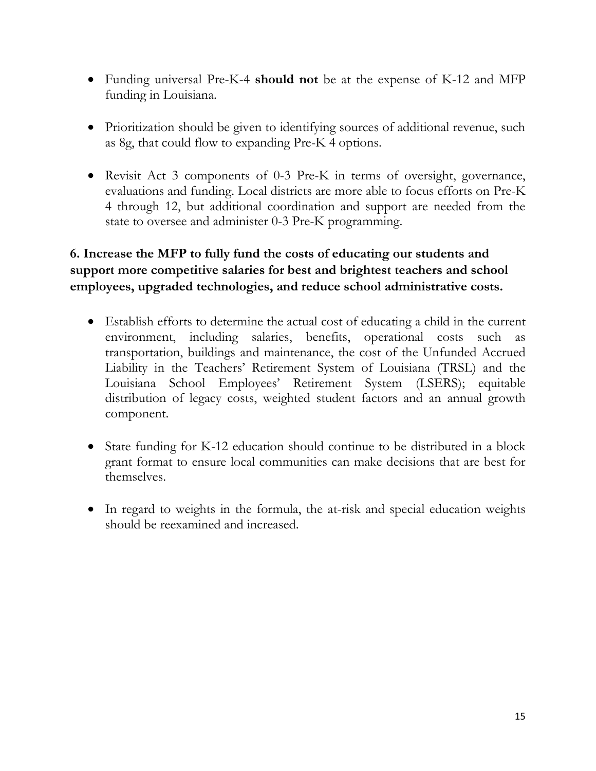- Funding universal Pre-K-4 **should not** be at the expense of K-12 and MFP funding in Louisiana.

- Prioritization should be given to identifying sources of additional revenue, such as 8g, that could flow to expanding Pre-K 4 options.

- Revisit Act 3 components of 0-3 Pre-K in terms of oversight, governance, evaluations and funding. Local districts are more able to focus efforts on Pre-K 4 through 12, but additional coordination and support are needed from the state to oversee and administer 0-3 Pre-K programming.

**6. Increase the MFP to fully fund the costs of educating our students and support more competitive salaries for best and brightest teachers and school employees, upgraded technologies, and reduce school administrative costs.**

- Establish efforts to determine the actual cost of educating a child in the current environment, including salaries, benefits, operational costs such as transportation, buildings and maintenance, the cost of the Unfunded Accrued Liability in the Teachers' Retirement System of Louisiana (TRSL) and the Louisiana School Employees' Retirement System (LSERS); equitable distribution of legacy costs, weighted student factors and an annual growth component.

- State funding for K-12 education should continue to be distributed in a block grant format to ensure local communities can make decisions that are best for themselves.

- In regard to weights in the formula, the at-risk and special education weights should be reexamined and increased.